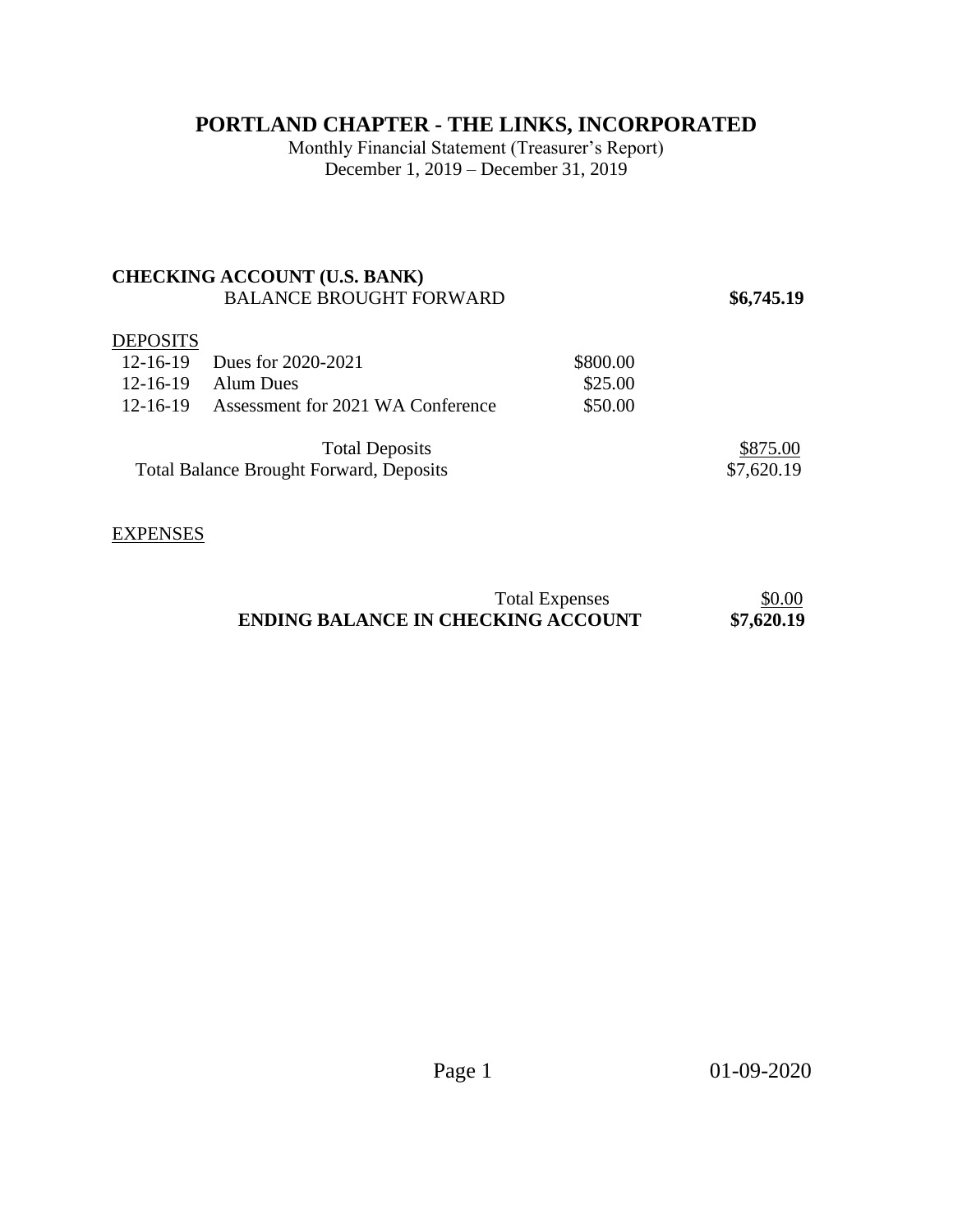# PORTLAND CHAPTER - THE LINKS, INCORPORATED

Monthly Financial Statement (Treasurer's Report)
December 1, 2019 – December 31, 2019

**CHECKING ACCOUNT (U.S. BANK)**

| | | | |
|---|---|---|---|
| BALANCE BROUGHT FORWARD | | | **$6,745.19** |
| DEPOSITS | | | |
| 12-16-19 | Dues for 2020-2021 | $800.00 | |
| 12-16-19 | Alum Dues | $25.00 | |
| 12-16-19 | Assessment for 2021 WA Conference | $50.00 | |
| | Total Deposits | | $875.00 |
| | Total Balance Brought Forward, Deposits | | $7,620.19 |
| EXPENSES | | | |
| | Total Expenses | | $0.00 |
| | **ENDING BALANCE IN CHECKING ACCOUNT** | | **$7,620.19** |

01-09-2020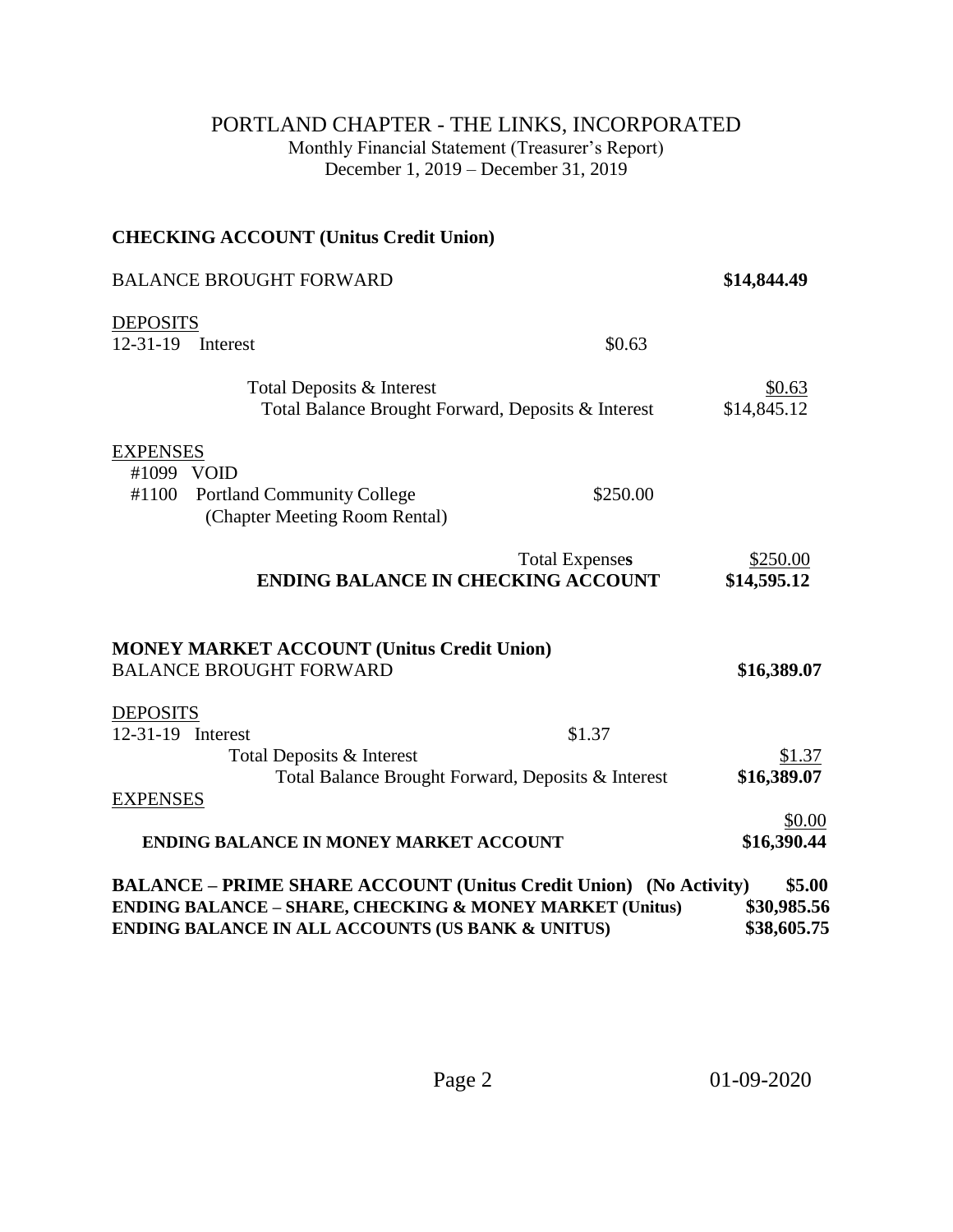# PORTLAND CHAPTER - THE LINKS, INCORPORATED

Monthly Financial Statement (Treasurer's Report)
December 1, 2019 – December 31, 2019

**CHECKING ACCOUNT (Unitus Credit Union)**

| | | |
|---|---|---|
| BALANCE BROUGHT FORWARD | | **$14,844.49** |
| DEPOSITS | | |
| 12-31-19 Interest | $0.63 | |
| Total Deposits & Interest | | $0.63 |
| Total Balance Brought Forward, Deposits & Interest | | $14,845.12 |
| EXPENSES | | |
| #1099 VOID | | |
| #1100 Portland Community College (Chapter Meeting Room Rental) | $250.00 | |
| Total Expenses | | $250.00 |
| **ENDING BALANCE IN CHECKING ACCOUNT** | | **$14,595.12** |

**MONEY MARKET ACCOUNT (Unitus Credit Union)**

| | | |
|---|---|---|
| BALANCE BROUGHT FORWARD | | **$16,389.07** |
| DEPOSITS | | |
| 12-31-19 Interest | $1.37 | |
| Total Deposits & Interest | | $1.37 |
| Total Balance Brought Forward, Deposits & Interest | | **$16,389.07** |
| EXPENSES | | $0.00 |
| **ENDING BALANCE IN MONEY MARKET ACCOUNT** | | **$16,390.44** |

| | |
|---|---|
| **BALANCE – PRIME SHARE ACCOUNT (Unitus Credit Union) (No Activity)** | **$5.00** |
| **ENDING BALANCE – SHARE, CHECKING & MONEY MARKET (Unitus)** | **$30,985.56** |
| **ENDING BALANCE IN ALL ACCOUNTS (US BANK & UNITUS)** | **$38,605.75** |

01-09-2020